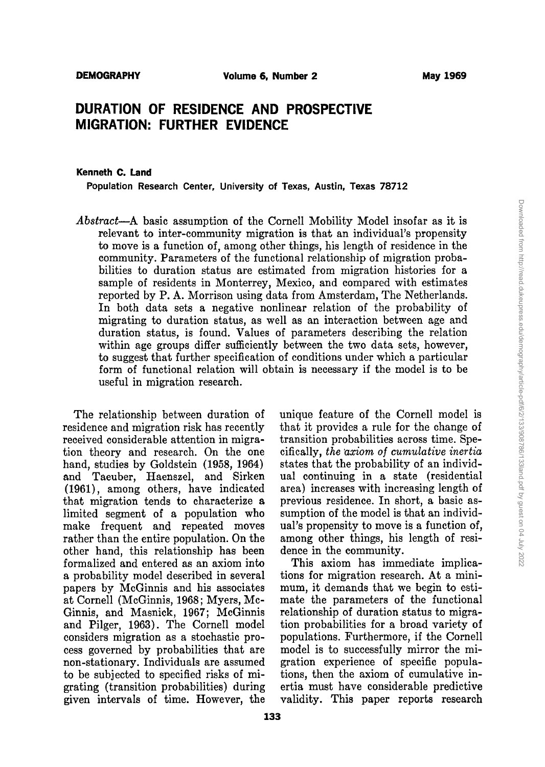# DURATION OF RESIDENCE AND PROSPECTIVE MIGRATION: FURTHER EVIDENCE

**Kenneth C. Land**

Population Research Center, University of Texas, Austin, Texas 78712

*Abstract*—A basic assumption of the Cornell Mobility Model insofar as it is relevant to inter-community migration is that an individual's propensity to move is a function of, among other things, his length of residence in the community. Parameters of the functional relationship of migration probabilities to duration status are estimated from migration histories for a sample of residents in Monterrey, Mexico, and compared with estimates reported by P. A. Morrison using data from Amsterdam, The Netherlands. In both data sets a negative nonlinear relation of the probability of migrating to duration status, as well as an interaction between age and duration status, is found. Values of parameters describing the relation within age groups differ sufficiently between the two data sets, however, to suggest that further specification of conditions under which a particular form of functional relation will obtain is necessary if the model is to be useful in migration research.

The relationship between duration of residence and migration risk has recently received considerable attention in migration theory and research. On the one hand, studies by Goldstein (1958, 1964) and Taeuber, Haenszel, and Sirken (1961), among others, have indicated that migration tends to characterize a limited segment of a population who make frequent and repeated moves rather than the entire population. On the other hand, this relationship has been formalized and entered as an axiom into a probability model described in several papers by McGinnis and his associates at Cornell (McGinnis, 1968; Myers, McGinnis, and Masnick, 1967; McGinnis and Pilger, 1963). The Cornell model considers migration as a stochastic process governed by probabilities that are non-stationary. Individuals are assumed to be subjected to specified risks of migrating (transition probabilities) during given intervals of time. However, the unique feature of the Cornell model is that it provides a rule for the change of transition probabilities across time. Specifically, *the axiom of cumulative inertia* states that the probability of an individual continuing in a state (residential area) increases with increasing length of previous residence. In short, a basic assumption of the model is that an individual's propensity to move is a function of, among other things, his length of residence in the community.

This axiom has immediate implications for migration research. At a minimum, it demands that we begin to estimate the parameters of the functional relationship of duration status to migration probabilities for a broad variety of populations. Furthermore, if the Cornell model is to successfully mirror the migration experience of specific populations, then the axiom of cumulative inertia must have considerable predictive validity. This paper reports research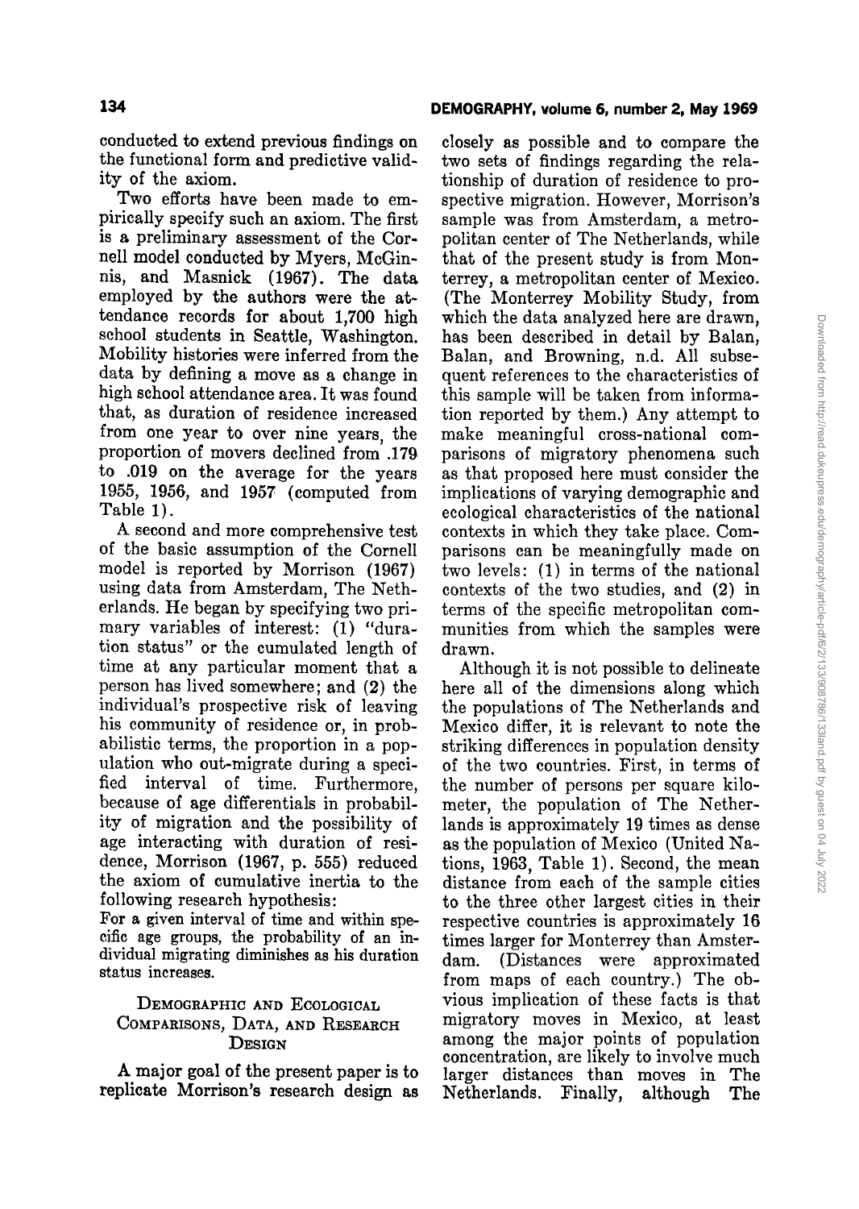conducted to extend previous findings on the functional form and predictive validity of the axiom.

Two efforts have been made to empirically specify such an axiom. The first is a preliminary assessment of the Cornell model conducted by Myers, McGinnis, and Masnick (1967). The data employed by the authors were the attendance records for about 1,700 high school students in Seattle, Washington. Mobility histories were inferred from the data by defining a move as a change in high school attendance area. It was found that, as duration of residence increased from one year to over nine years, the proportion of movers declined from .179 to .019 on the average for the years 1955, 1956, and 1957 (computed from Table 1).

A second and more comprehensive test of the basic assumption of the Cornell model is reported by Morrison (1967) using data from Amsterdam, The Netherlands. He began by specifying two primary variables of interest: (1) "duration status" or the cumulated length of time at any particular moment that a person has lived somewhere; and (2) the individual's prospective risk of leaving his community of residence or, in probabilistic terms, the proportion in a population who out-migrate during a specified interval of time. Furthermore, because of age differentials in probability of migration and the possibility of age interacting with duration of residence, Morrison (1967, p. 555) reduced the axiom of cumulative inertia to the following research hypothesis:

For a given interval of time and within specific age groups, the probability of an individual migrating diminishes as his duration status increases.

## Demographic and Ecological Comparisons, Data, and Research Design

A major goal of the present paper is to replicate Morrison's research design as closely as possible and to compare the two sets of findings regarding the relationship of duration of residence to prospective migration. However, Morrison's sample was from Amsterdam, a metropolitan center of The Netherlands, while that of the present study is from Monterrey, a metropolitan center of Mexico. (The Monterrey Mobility Study, from which the data analyzed here are drawn, has been described in detail by Balan, Balan, and Browning, n.d. All subsequent references to the characteristics of this sample will be taken from information reported by them.) Any attempt to make meaningful cross-national comparisons of migratory phenomena such as that proposed here must consider the implications of varying demographic and ecological characteristics of the national contexts in which they take place. Comparisons can be meaningfully made on two levels: (1) in terms of the national contexts of the two studies, and (2) in terms of the specific metropolitan communities from which the samples were drawn.

Although it is not possible to delineate here all of the dimensions along which the populations of The Netherlands and Mexico differ, it is relevant to note the striking differences in population density of the two countries. First, in terms of the number of persons per square kilometer, the population of The Netherlands is approximately 19 times as dense as the population of Mexico (United Nations, 1963, Table 1). Second, the mean distance from each of the sample cities to the three other largest cities in their respective countries is approximately 16 times larger for Monterrey than Amsterdam. (Distances were approximated from maps of each country.) The obvious implication of these facts is that migratory moves in Mexico, at least among the major points of population concentration, are likely to involve much larger distances than moves in The Netherlands. Finally, although The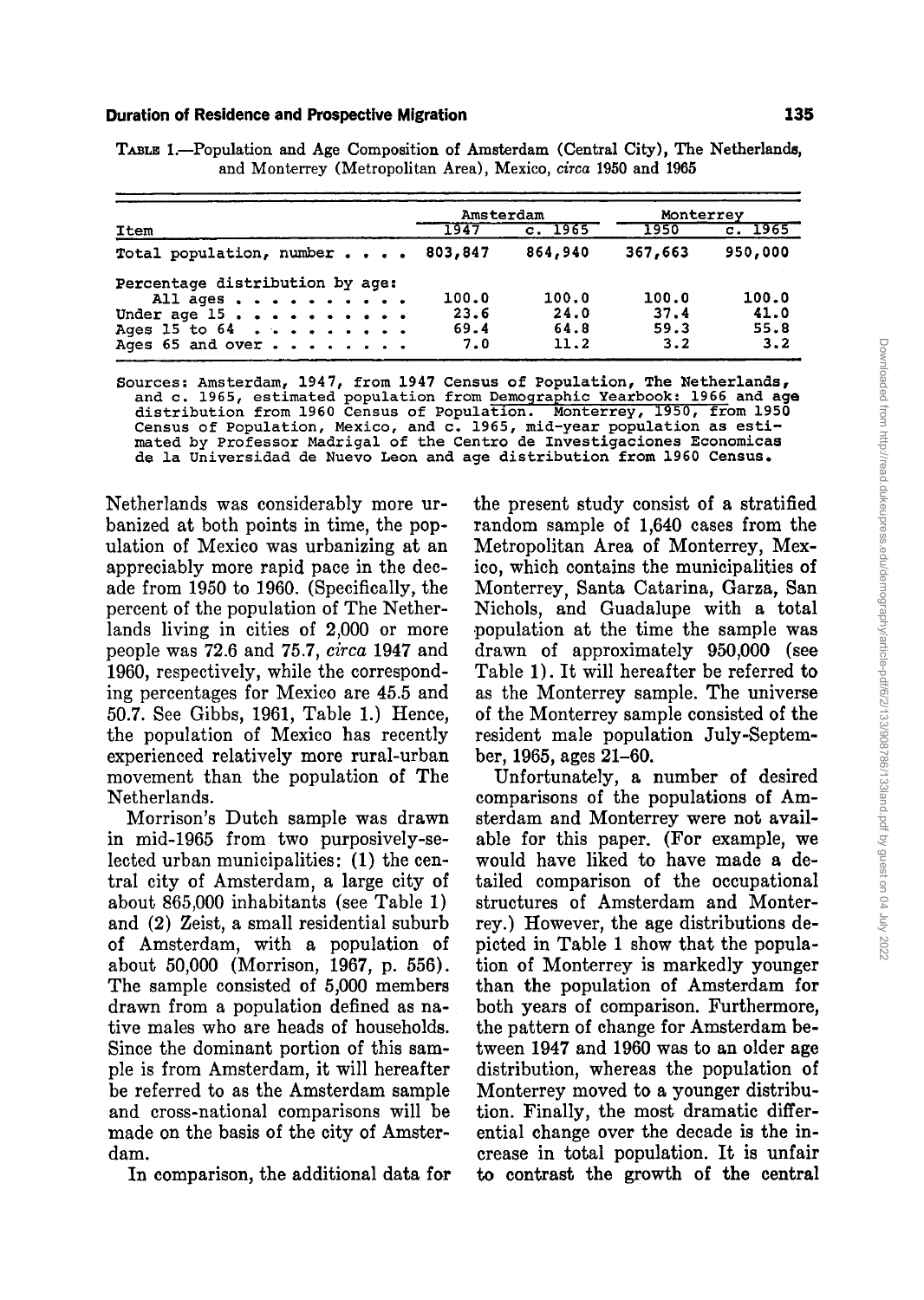TABLE 1.—Population and Age Composition of Amsterdam (Central City), The Netherlands, and Monterrey (Metropolitan Area), Mexico, *circa* 1950 and 1965

| Item | Amsterdam | | Monterrey | |
|---|---|---|---|---|
| | 1947 | c. 1965 | 1950 | c. 1965 |
| Total population, number | 803,847 | 864,940 | 367,663 | 950,000 |
| Percentage distribution by age: | | | | |
| All ages | 100.0 | 100.0 | 100.0 | 100.0 |
| Under age 15 | 23.6 | 24.0 | 37.4 | 41.0 |
| Ages 15 to 64 | 69.4 | 64.8 | 59.3 | 55.8 |
| Ages 65 and over | 7.0 | 11.2 | 3.2 | 3.2 |

Sources: Amsterdam, 1947, from 1947 Census of Population, The Netherlands, and c. 1965, estimated population from Demographic Yearbook: 1966 and age distribution from 1960 Census of Population. Monterrey, 1950, from 1950 Census of Population, Mexico, and c. 1965, mid-year population as estimated by Professor Madrigal of the Centro de Investigaciones Economicas de la Universidad de Nuevo Leon and age distribution from 1960 Census.

Netherlands was considerably more urbanized at both points in time, the population of Mexico was urbanizing at an appreciably more rapid pace in the decade from 1950 to 1960. (Specifically, the percent of the population of The Netherlands living in cities of 2,000 or more people was 72.6 and 75.7, *circa* 1947 and 1960, respectively, while the corresponding percentages for Mexico are 45.5 and 50.7. See Gibbs, 1961, Table 1.) Hence, the population of Mexico has recently experienced relatively more rural-urban movement than the population of The Netherlands.

Morrison's Dutch sample was drawn in mid-1965 from two purposively-selected urban municipalities: (1) the central city of Amsterdam, a large city of about 865,000 inhabitants (see Table 1) and (2) Zeist, a small residential suburb of Amsterdam, with a population of about 50,000 (Morrison, 1967, p. 556). The sample consisted of 5,000 members drawn from a population defined as native males who are heads of households. Since the dominant portion of this sample is from Amsterdam, it will hereafter be referred to as the Amsterdam sample and cross-national comparisons will be made on the basis of the city of Amsterdam.

In comparison, the additional data for the present study consist of a stratified random sample of 1,640 cases from the Metropolitan Area of Monterrey, Mexico, which contains the municipalities of Monterrey, Santa Catarina, Garza, San Nichols, and Guadalupe with a total population at the time the sample was drawn of approximately 950,000 (see Table 1). It will hereafter be referred to as the Monterrey sample. The universe of the Monterrey sample consisted of the resident male population July-September, 1965, ages 21–60.

Unfortunately, a number of desired comparisons of the populations of Amsterdam and Monterrey were not available for this paper. (For example, we would have liked to have made a detailed comparison of the occupational structures of Amsterdam and Monterrey.) However, the age distributions depicted in Table 1 show that the population of Monterrey is markedly younger than the population of Amsterdam for both years of comparison. Furthermore, the pattern of change for Amsterdam between 1947 and 1960 was to an older age distribution, whereas the population of Monterrey moved to a younger distribution. Finally, the most dramatic differential change over the decade is the increase in total population. It is unfair to contrast the growth of the central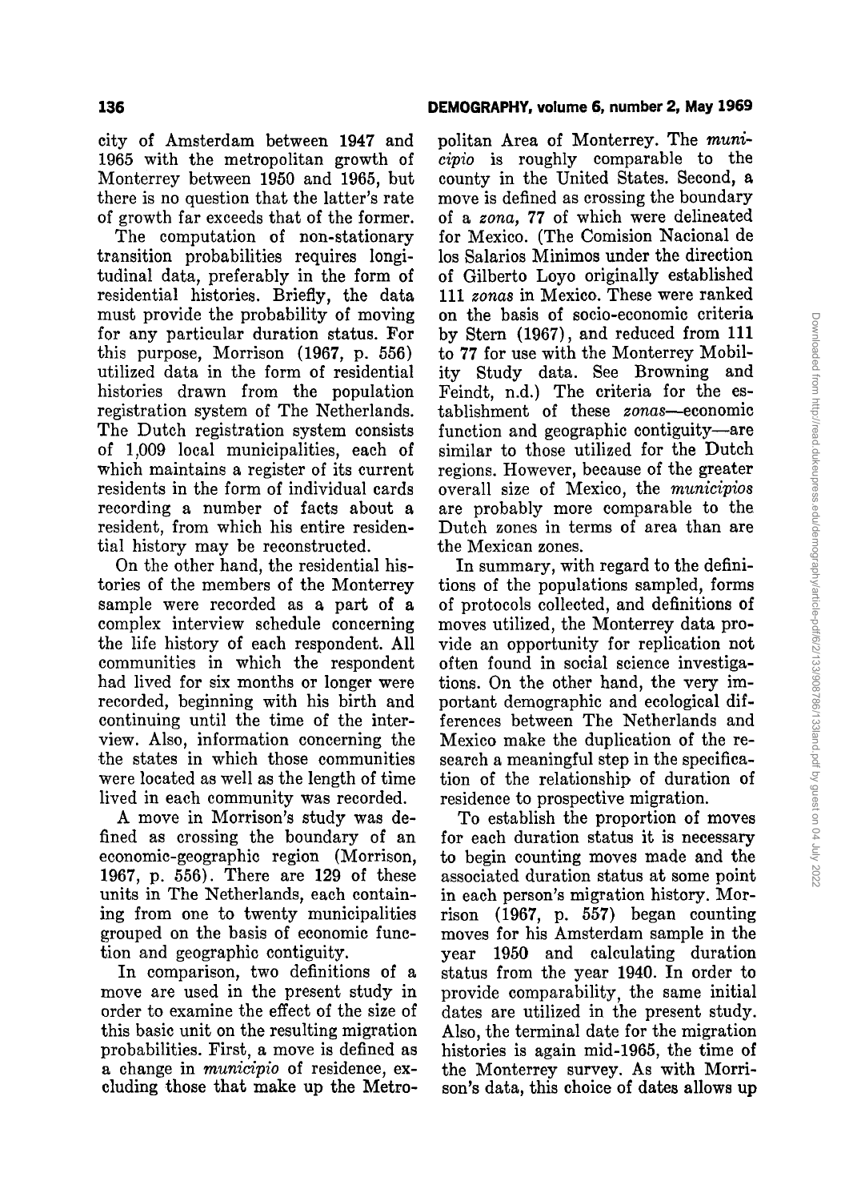city of Amsterdam between 1947 and 1965 with the metropolitan growth of Monterrey between 1950 and 1965, but there is no question that the latter's rate of growth far exceeds that of the former.

The computation of non-stationary transition probabilities requires longitudinal data, preferably in the form of residential histories. Briefly, the data must provide the probability of moving for any particular duration status. For this purpose, Morrison (1967, p. 556) utilized data in the form of residential histories drawn from the population registration system of The Netherlands. The Dutch registration system consists of 1,009 local municipalities, each of which maintains a register of its current residents in the form of individual cards recording a number of facts about a resident, from which his entire residential history may be reconstructed.

On the other hand, the residential histories of the members of the Monterrey sample were recorded as a part of a complex interview schedule concerning the life history of each respondent. All communities in which the respondent had lived for six months or longer were recorded, beginning with his birth and continuing until the time of the interview. Also, information concerning the the states in which those communities were located as well as the length of time lived in each community was recorded.

A move in Morrison's study was defined as crossing the boundary of an economic-geographic region (Morrison, 1967, p. 556). There are 129 of these units in The Netherlands, each containing from one to twenty municipalities grouped on the basis of economic function and geographic contiguity.

In comparison, two definitions of a move are used in the present study in order to examine the effect of the size of this basic unit on the resulting migration probabilities. First, a move is defined as a change in *municipio* of residence, excluding those that make up the Metropolitan Area of Monterrey. The *municipio* is roughly comparable to the county in the United States. Second, a move is defined as crossing the boundary of a *zona*, 77 of which were delineated for Mexico. (The Comision Nacional de los Salarios Minimos under the direction of Gilberto Loyo originally established 111 *zonas* in Mexico. These were ranked on the basis of socio-economic criteria by Stern (1967), and reduced from 111 to 77 for use with the Monterrey Mobility Study data. See Browning and Feindt, n.d.) The criteria for the establishment of these *zonas*—economic function and geographic contiguity—are similar to those utilized for the Dutch regions. However, because of the greater overall size of Mexico, the *municipios* are probably more comparable to the Dutch zones in terms of area than are the Mexican zones.

In summary, with regard to the definitions of the populations sampled, forms of protocols collected, and definitions of moves utilized, the Monterrey data provide an opportunity for replication not often found in social science investigations. On the other hand, the very important demographic and ecological differences between The Netherlands and Mexico make the duplication of the research a meaningful step in the specification of the relationship of duration of residence to prospective migration.

To establish the proportion of moves for each duration status it is necessary to begin counting moves made and the associated duration status at some point in each person's migration history. Morrison (1967, p. 557) began counting moves for his Amsterdam sample in the year 1950 and calculating duration status from the year 1940. In order to provide comparability, the same initial dates are utilized in the present study. Also, the terminal date for the migration histories is again mid-1965, the time of the Monterrey survey. As with Morrison's data, this choice of dates allows up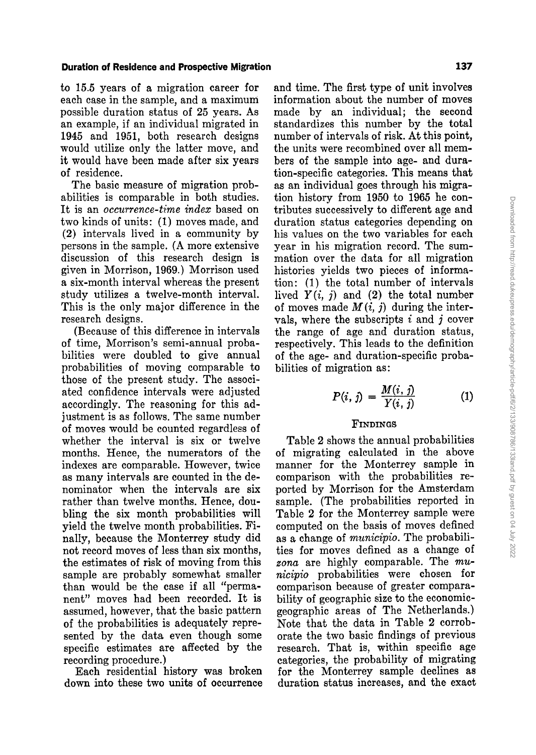to 15.5 years of a migration career for each case in the sample, and a maximum possible duration status of 25 years. As an example, if an individual migrated in 1945 and 1951, both research designs would utilize only the latter move, and it would have been made after six years of residence.

The basic measure of migration probabilities is comparable in both studies. It is an *occurrence-time index* based on two kinds of units: (1) moves made, and (2) intervals lived in a community by persons in the sample. (A more extensive discussion of this research design is given in Morrison, 1969.) Morrison used a six-month interval whereas the present study utilizes a twelve-month interval. This is the only major difference in the research designs.

(Because of this difference in intervals of time, Morrison's semi-annual probabilities were doubled to give annual probabilities of moving comparable to those of the present study. The associated confidence intervals were adjusted accordingly. The reasoning for this adjustment is as follows. The same number of moves would be counted regardless of whether the interval is six or twelve months. Hence, the numerators of the indexes are comparable. However, twice as many intervals are counted in the denominator when the intervals are six rather than twelve months. Hence, doubling the six month probabilities will yield the twelve month probabilities. Finally, because the Monterrey study did not record moves of less than six months, the estimates of risk of moving from this sample are probably somewhat smaller than would be the case if all "permanent" moves had been recorded. It is assumed, however, that the basic pattern of the probabilities is adequately represented by the data even though some specific estimates are affected by the recording procedure.)

Each residential history was broken down into these two units of occurrence and time. The first type of unit involves information about the number of moves made by an individual; the second standardizes this number by the total number of intervals of risk. At this point, the units were recombined over all members of the sample into age- and duration-specific categories. This means that as an individual goes through his migration history from 1950 to 1965 he contributes successively to different age and duration status categories depending on his values on the two variables for each year in his migration record. The summation over the data for all migration histories yields two pieces of information: (1) the total number of intervals lived $Y(i, j)$ and (2) the total number of moves made $M(i, j)$ during the intervals, where the subscripts $i$ and $j$ cover the range of age and duration status, respectively. This leads to the definition of the age- and duration-specific probabilities of migration as:

$$P(i, j) = \frac{M(i, j)}{Y(i, j)} \qquad (1)$$

## Findings

Table 2 shows the annual probabilities of migrating calculated in the above manner for the Monterrey sample in comparison with the probabilities reported by Morrison for the Amsterdam sample. (The probabilities reported in Table 2 for the Monterrey sample were computed on the basis of moves defined as a change of *municipio*. The probabilities for moves defined as a change of *zona* are highly comparable. The *municipio* probabilities were chosen for comparison because of greater comparability of geographic size to the economic-geographic areas of The Netherlands.) Note that the data in Table 2 corroborate the two basic findings of previous research. That is, within specific age categories, the probability of migrating for the Monterrey sample declines as duration status increases, and the exact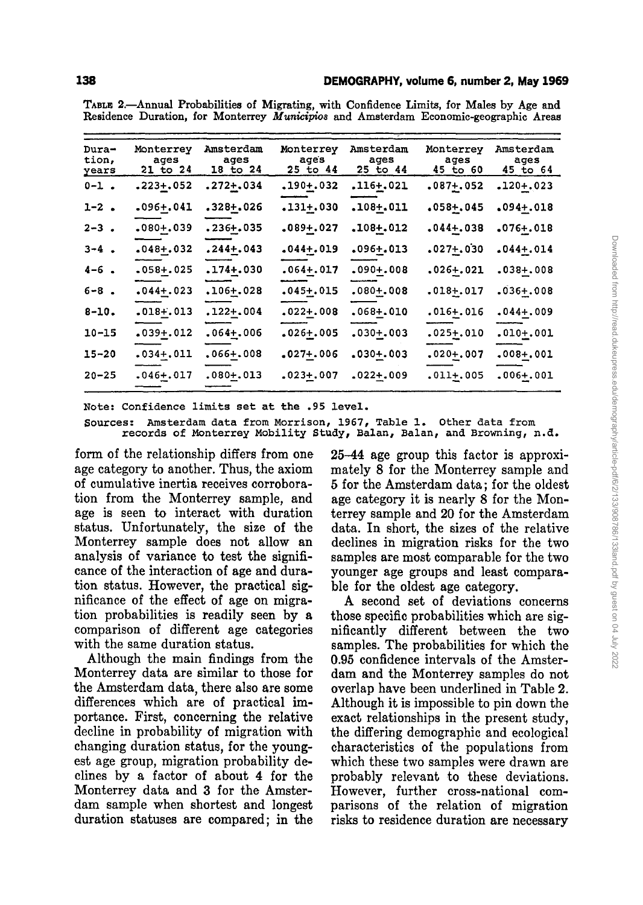TABLE 2.—Annual Probabilities of Migrating, with Confidence Limits, for Males by Age and Residence Duration, for Monterrey *Municipios* and Amsterdam Economic-geographic Areas

| Duration, years | Monterrey ages 21 to 24 | Amsterdam ages 18 to 24 | Monterrey ages 25 to 44 | Amsterdam ages 25 to 44 | Monterrey ages 45 to 60 | Amsterdam ages 45 to 64 |
|---|---|---|---|---|---|---|
| 0-1 . | .223±.052 | .272±.034 | .190±.032 | .116±.021 | .087±.052 | .120±.023 |
| 1-2 . | .096±.041 | .328±.026 | .131±.030 | .108±.011 | .058±.045 | .094±.018 |
| 2-3 . | .080±.039 | .236±.035 | .089±.027 | .108±.012 | .044±.038 | .076±.018 |
| 3-4 . | .048±.032 | .244±.043 | .044±.019 | .096±.013 | .027±.030 | .044±.014 |
| 4-6 . | .058±.025 | .174±.030 | .064±.017 | .090±.008 | .026±.021 | .038±.008 |
| 6-8 . | .044±.023 | .106±.028 | .045±.015 | .080±.008 | .018±.017 | .036±.008 |
| 8-10. | .018±.013 | .122±.004 | .022±.008 | .068±.010 | .016±.016 | .044±.009 |
| 10-15 | .039±.012 | .064±.006 | .026±.005 | .030±.003 | .025±.010 | .010±.001 |
| 15-20 | .034±.011 | .066±.008 | .027±.006 | .030±.003 | .020±.007 | .008±.001 |
| 20-25 | .046±.017 | .080±.013 | .023±.007 | .022±.009 | .011±.005 | .006±.001 |

Note: Confidence limits set at the .95 level.

Sources: Amsterdam data from Morrison, 1967, Table 1. Other data from records of Monterrey Mobility Study, Balan, Balan, and Browning, n.d.

form of the relationship differs from one age category to another. Thus, the axiom of cumulative inertia receives corroboration from the Monterrey sample, and age is seen to interact with duration status. Unfortunately, the size of the Monterrey sample does not allow an analysis of variance to test the significance of the interaction of age and duration status. However, the practical significance of the effect of age on migration probabilities is readily seen by a comparison of different age categories with the same duration status.

Although the main findings from the Monterrey data are similar to those for the Amsterdam data, there also are some differences which are of practical importance. First, concerning the relative decline in probability of migration with changing duration status, for the youngest age group, migration probability declines by a factor of about 4 for the Monterrey data and 3 for the Amsterdam sample when shortest and longest duration statuses are compared; in the 25–44 age group this factor is approximately 8 for the Monterrey sample and 5 for the Amsterdam data; for the oldest age category it is nearly 8 for the Monterrey sample and 20 for the Amsterdam data. In short, the sizes of the relative declines in migration risks for the two samples are most comparable for the two younger age groups and least comparable for the oldest age category.

A second set of deviations concerns those specific probabilities which are significantly different between the two samples. The probabilities for which the 0.95 confidence intervals of the Amsterdam and the Monterrey samples do not overlap have been underlined in Table 2. Although it is impossible to pin down the exact relationships in the present study, the differing demographic and ecological characteristics of the populations from which these two samples were drawn are probably relevant to these deviations. However, further cross-national comparisons of the relation of migration risks to residence duration are necessary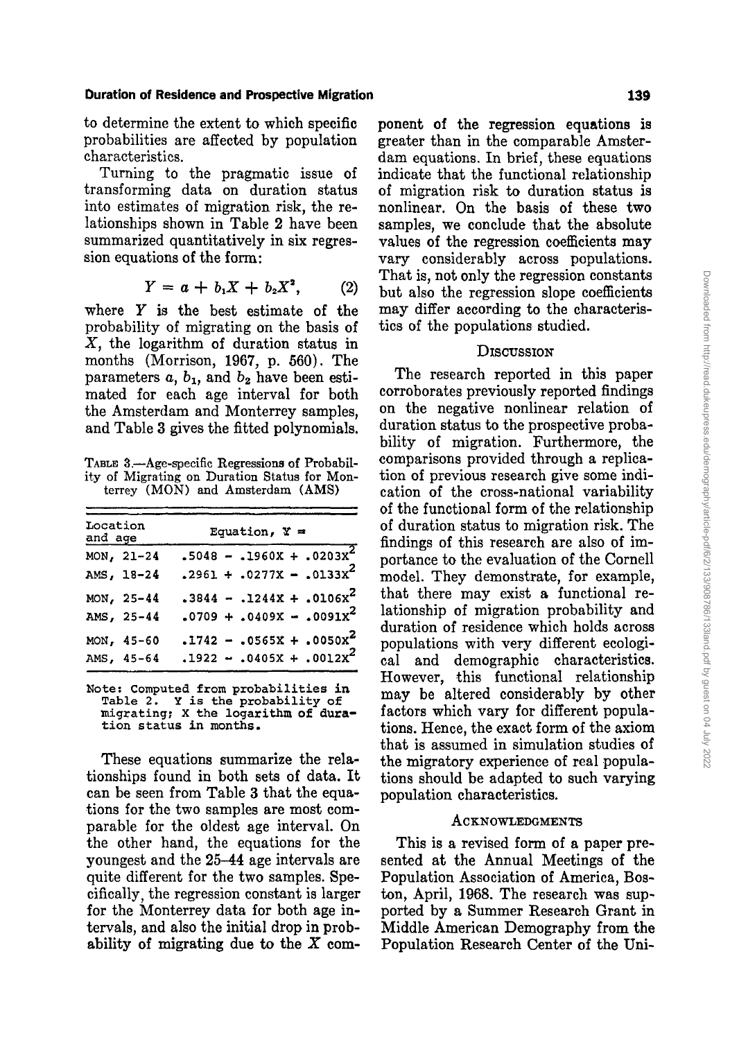to determine the extent to which specific probabilities are affected by population characteristics.

Turning to the pragmatic issue of transforming data on duration status into estimates of migration risk, the relationships shown in Table 2 have been summarized quantitatively in six regression equations of the form:

$$Y = a + b_1X + b_2X^2, \qquad (2)$$

where $Y$ is the best estimate of the probability of migrating on the basis of $X$, the logarithm of duration status in months (Morrison, 1967, p. 560). The parameters $a$, $b_1$, and $b_2$ have been estimated for each age interval for both the Amsterdam and Monterrey samples, and Table 3 gives the fitted polynomials.

TABLE 3.—Age-specific Regressions of Probability of Migrating on Duration Status for Monterrey (MON) and Amsterdam (AMS)

| Location and age | Equation, $Y =$ |
|---|---|
| MON, 21–24 | $.5048 - .1960X + .0203X^2$ |
| AMS, 18–24 | $.2961 + .0277X - .0133X^2$ |
| MON, 25–44 | $.3844 - .1244X + .0106X^2$ |
| AMS, 25–44 | $.0709 + .0409X - .0091X^2$ |
| MON, 45–60 | $.1742 - .0565X + .0050X^2$ |
| AMS, 45–64 | $.1922 - .0405X + .0012X^2$ |

Note: Computed from probabilities in Table 2. Y is the probability of migrating; X the logarithm of duration status in months.

These equations summarize the relationships found in both sets of data. It can be seen from Table 3 that the equations for the two samples are most comparable for the oldest age interval. On the other hand, the equations for the youngest and the 25–44 age intervals are quite different for the two samples. Specifically, the regression constant is larger for the Monterrey data for both age intervals, and also the initial drop in probability of migrating due to the $X$ component of the regression equations is greater than in the comparable Amsterdam equations. In brief, these equations indicate that the functional relationship of migration risk to duration status is nonlinear. On the basis of these two samples, we conclude that the absolute values of the regression coefficients may vary considerably across populations. That is, not only the regression constants but also the regression slope coefficients may differ according to the characteristics of the populations studied.

## Discussion

The research reported in this paper corroborates previously reported findings on the negative nonlinear relation of duration status to the prospective probability of migration. Furthermore, the comparisons provided through a replication of previous research give some indication of the cross-national variability of the functional form of the relationship of duration status to migration risk. The findings of this research are also of importance to the evaluation of the Cornell model. They demonstrate, for example, that there may exist a functional relationship of migration probability and duration of residence which holds across populations with very different ecological and demographic characteristics. However, this functional relationship may be altered considerably by other factors which vary for different populations. Hence, the exact form of the axiom that is assumed in simulation studies of the migratory experience of real populations should be adapted to such varying population characteristics.

## Acknowledgments

This is a revised form of a paper presented at the Annual Meetings of the Population Association of America, Boston, April, 1968. The research was supported by a Summer Research Grant in Middle American Demography from the Population Research Center of the Uni-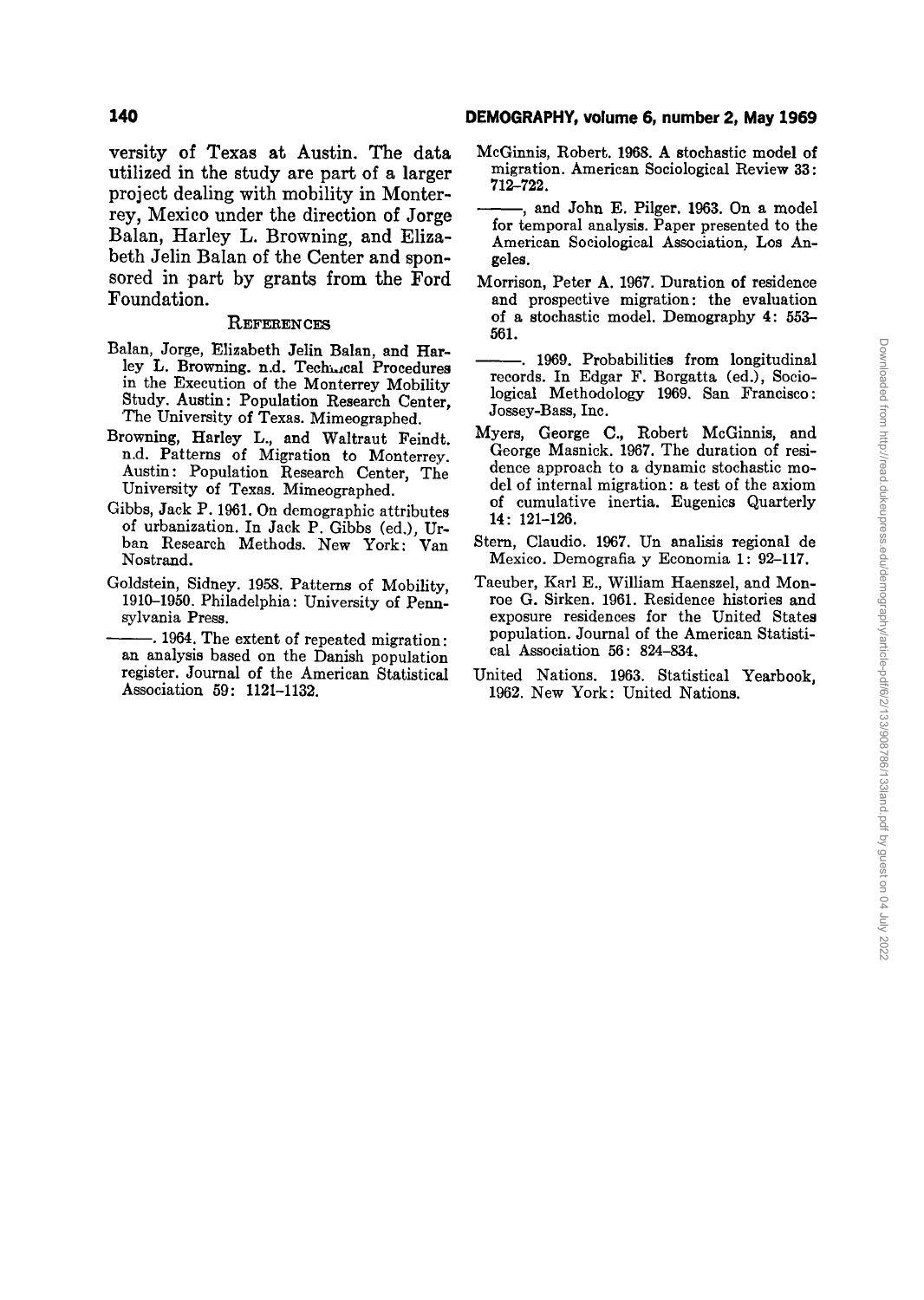versity of Texas at Austin. The data utilized in the study are part of a larger project dealing with mobility in Monterrey, Mexico under the direction of Jorge Balan, Harley L. Browning, and Elizabeth Jelin Balan of the Center and sponsored in part by grants from the Ford Foundation.

## References

Balan, Jorge, Elizabeth Jelin Balan, and Harley L. Browning. n.d. Technical Procedures in the Execution of the Monterrey Mobility Study. Austin: Population Research Center, The University of Texas. Mimeographed.

Browning, Harley L., and Waltraut Feindt. n.d. Patterns of Migration to Monterrey. Austin: Population Research Center, The University of Texas. Mimeographed.

Gibbs, Jack P. 1961. On demographic attributes of urbanization. In Jack P. Gibbs (ed.), Urban Research Methods. New York: Van Nostrand.

Goldstein, Sidney. 1958. Patterns of Mobility, 1910–1950. Philadelphia: University of Pennsylvania Press.

———. 1964. The extent of repeated migration: an analysis based on the Danish population register. Journal of the American Statistical Association 59: 1121–1132.

McGinnis, Robert. 1968. A stochastic model of migration. American Sociological Review 33: 712–722.

———, and John E. Pilger. 1963. On a model for temporal analysis. Paper presented to the American Sociological Association, Los Angeles.

Morrison, Peter A. 1967. Duration of residence and prospective migration: the evaluation of a stochastic model. Demography 4: 553–561.

———. 1969. Probabilities from longitudinal records. In Edgar F. Borgatta (ed.), Sociological Methodology 1969. San Francisco: Jossey-Bass, Inc.

Myers, George C., Robert McGinnis, and George Masnick. 1967. The duration of residence approach to a dynamic stochastic model of internal migration: a test of the axiom of cumulative inertia. Eugenics Quarterly 14: 121–126.

Stern, Claudio. 1967. Un analisis regional de Mexico. Demografia y Economia 1: 92–117.

Taeuber, Karl E., William Haenszel, and Monroe G. Sirken. 1961. Residence histories and exposure residences for the United States population. Journal of the American Statistical Association 56: 824–834.

United Nations. 1963. Statistical Yearbook, 1962. New York: United Nations.